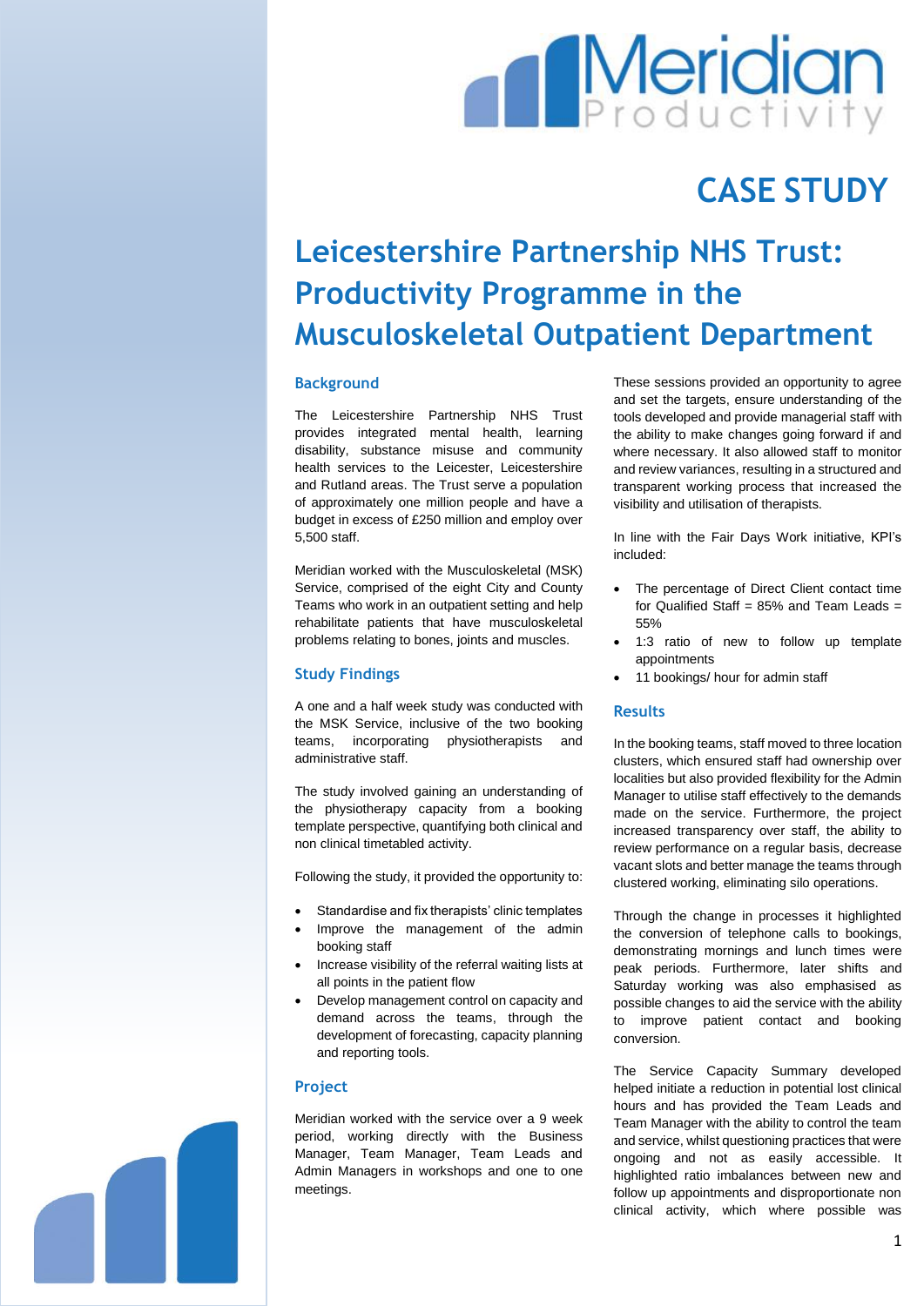# CASE STUDY

# Leicestershire Partnership NHS Trust: Productivity Programme in the Musculoskeletal Outpatient Department

## Background

The Leicestershire Partnership NHS Trust provides integrated mental health, learning disability, substance misuse and community health services to the Leicester, Leicestershire and Rutland areas. The Trust serve a population of approximately one million people and have a budget in excess of £250 million and employ over 5,500 staff.

Meridian worked with the Musculoskeletal (MSK) Service, comprised of the eight City and County Teams who work in an outpatient setting and help rehabilitate patients that have musculoskeletal problems relating to bones, joints and muscles.

## Study Findings

A one and a half week study was conducted with the MSK Service, inclusive of the two booking teams, incorporating physiotherapists and administrative staff.

The study involved gaining an understanding of the physiotherapy capacity from a booking template perspective, quantifying both clinical and non clinical timetabled activity.

Following the study, it provided the opportunity to:

- Standardise and fix therapists' clinic templates
- Improve the management of the admin booking staff
- Increase visibility of the referral waiting lists at all points in the patient flow
- Develop management control on capacity and demand across the teams, through the development of forecasting, capacity planning and reporting tools.

## Project

Meridian worked with the service over a 9 week period, working directly with the Business Manager, Team Manager, Team Leads and Admin Managers in workshops and one to one meetings.

These sessions provided an opportunity to agree and set the targets, ensure understanding of the tools developed and provide managerial staff with the ability to make changes going forward if and where necessary. It also allowed staff to monitor and review variances, resulting in a structured and transparent working process that increased the visibility and utilisation of therapists.

In line with the Fair Days Work initiative, KPI's included:

- The percentage of Direct Client contact time for Qualified Staff = 85% and Team Leads = 55%
- 1:3 ratio of new to follow up template appointments
- 11 bookings/ hour for admin staff

## Results

In the booking teams, staff moved to three location clusters, which ensured staff had ownership over localities but also provided flexibility for the Admin Manager to utilise staff effectively to the demands made on the service. Furthermore, the project increased transparency over staff, the ability to review performance on a regular basis, decrease vacant slots and better manage the teams through clustered working, eliminating silo operations.

Through the change in processes it highlighted the conversion of telephone calls to bookings, demonstrating mornings and lunch times were peak periods. Furthermore, later shifts and Saturday working was also emphasised as possible changes to aid the service with the ability to improve patient contact and booking conversion.

The Service Capacity Summary developed helped initiate a reduction in potential lost clinical hours and has provided the Team Leads and Team Manager with the ability to control the team and service, whilst questioning practices that were ongoing and not as easily accessible. It highlighted ratio imbalances between new and follow up appointments and disproportionate non clinical activity, which where possible was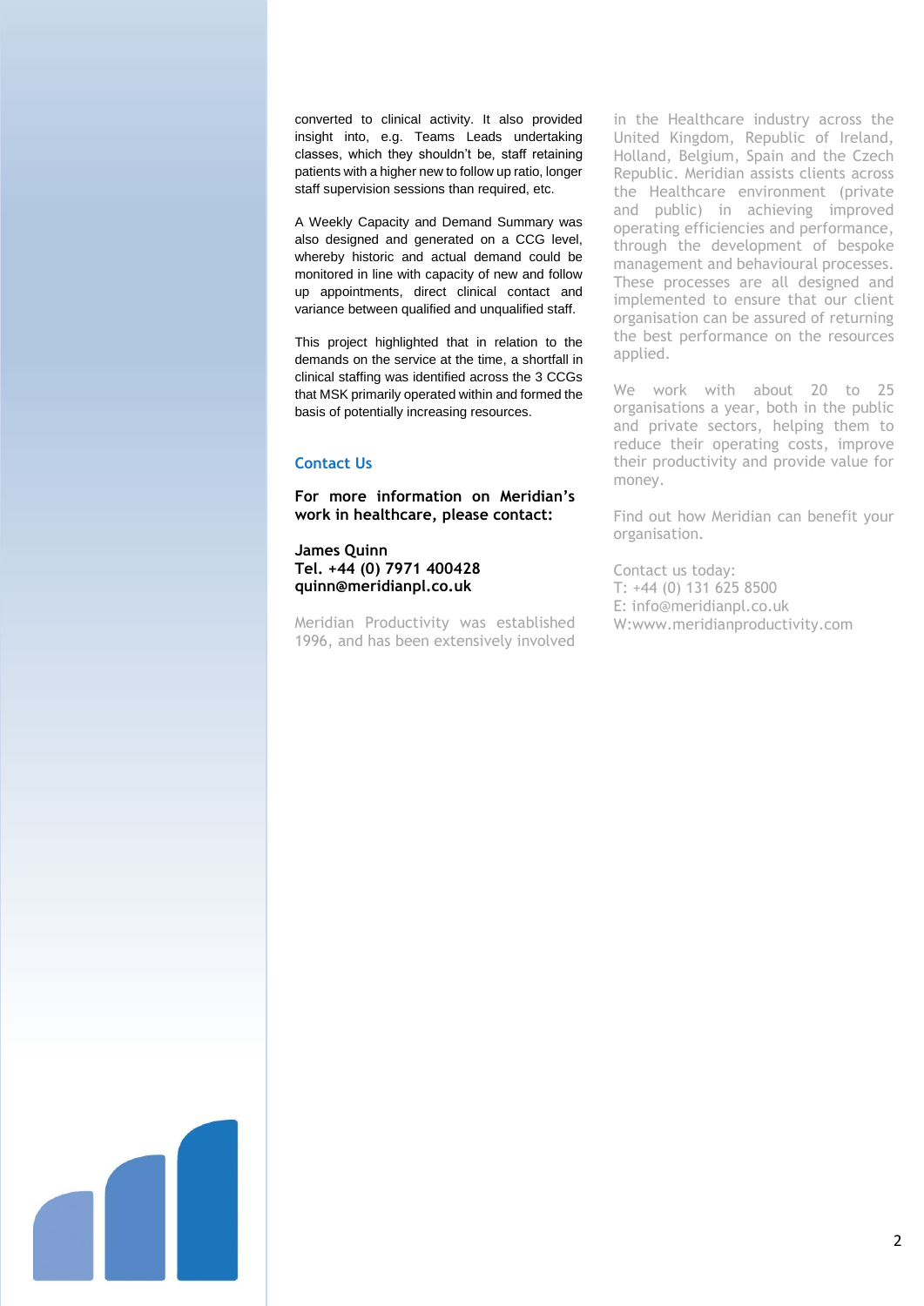converted to clinical activity. It also provided insight into, e.g. Teams Leads undertaking classes, which they shouldn't be, staff retaining patients with a higher new to follow up ratio, longer staff supervision sessions than required, etc.

A Weekly Capacity and Demand Summary was also designed and generated on a CCG level, whereby historic and actual demand could be monitored in line with capacity of new and follow up appointments, direct clinical contact and variance between qualified and unqualified staff.

This project highlighted that in relation to the demands on the service at the time, a shortfall in clinical staffing was identified across the 3 CCGs that MSK primarily operated within and formed the basis of potentially increasing resources.

## Contact Us

**For more information on Meridian's work in healthcare, please contact:**

**James Quinn**
**Tel. +44 (0) 7971 400428**
**quinn@meridianpl.co.uk**

Meridian Productivity was established 1996, and has been extensively involved in the Healthcare industry across the United Kingdom, Republic of Ireland, Holland, Belgium, Spain and the Czech Republic. Meridian assists clients across the Healthcare environment (private and public) in achieving improved operating efficiencies and performance, through the development of bespoke management and behavioural processes. These processes are all designed and implemented to ensure that our client organisation can be assured of returning the best performance on the resources applied.

We work with about 20 to 25 organisations a year, both in the public and private sectors, helping them to reduce their operating costs, improve their productivity and provide value for money.

Find out how Meridian can benefit your organisation.

Contact us today:
T: +44 (0) 131 625 8500
E: info@meridianpl.co.uk
W:www.meridianproductivity.com